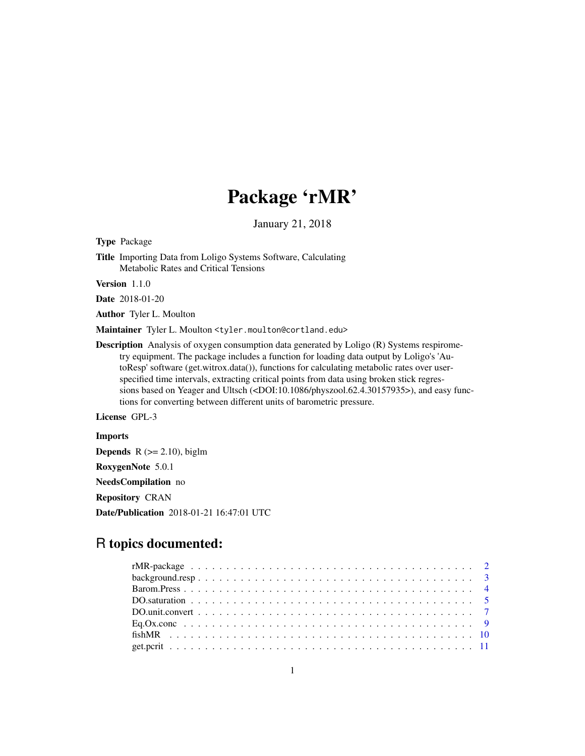# Package 'rMR'

January 21, 2018

**Type** Package

**Title** Importing Data from Loligo Systems Software, Calculating Metabolic Rates and Critical Tensions

**Version** 1.1.0

**Date** 2018-01-20

**Author** Tyler L. Moulton

**Maintainer** Tyler L. Moulton <tyler.moulton@cortland.edu>

**Description** Analysis of oxygen consumption data generated by Loligo (R) Systems respirometry equipment. The package includes a function for loading data output by Loligo's 'AutoResp' software (get.witrox.data()), functions for calculating metabolic rates over user-specified time intervals, extracting critical points from data using broken stick regressions based on Yeager and Ultsch (<DOI:10.1086/physzool.62.4.30157935>), and easy functions for converting between different units of barometric pressure.

**License** GPL-3

**Imports**

**Depends** R (>= 2.10), biglm

**RoxygenNote** 5.0.1

**NeedsCompilation** no

**Repository** CRAN

**Date/Publication** 2018-01-21 16:47:01 UTC

## R topics documented:

- rMR-package . . . . . . . . . . . . . . . . . . . . . . . . . . . . . . . . . . . . . . 2
- background.resp . . . . . . . . . . . . . . . . . . . . . . . . . . . . . . . . . . . . 3
- Barom.Press . . . . . . . . . . . . . . . . . . . . . . . . . . . . . . . . . . . . . . 4
- DO.saturation . . . . . . . . . . . . . . . . . . . . . . . . . . . . . . . . . . . . . 5
- DO.unit.convert . . . . . . . . . . . . . . . . . . . . . . . . . . . . . . . . . . . . 7
- Eq.Ox.conc . . . . . . . . . . . . . . . . . . . . . . . . . . . . . . . . . . . . . . 9
- fishMR . . . . . . . . . . . . . . . . . . . . . . . . . . . . . . . . . . . . . . . . 10
- get.pcrit . . . . . . . . . . . . . . . . . . . . . . . . . . . . . . . . . . . . . . . . 11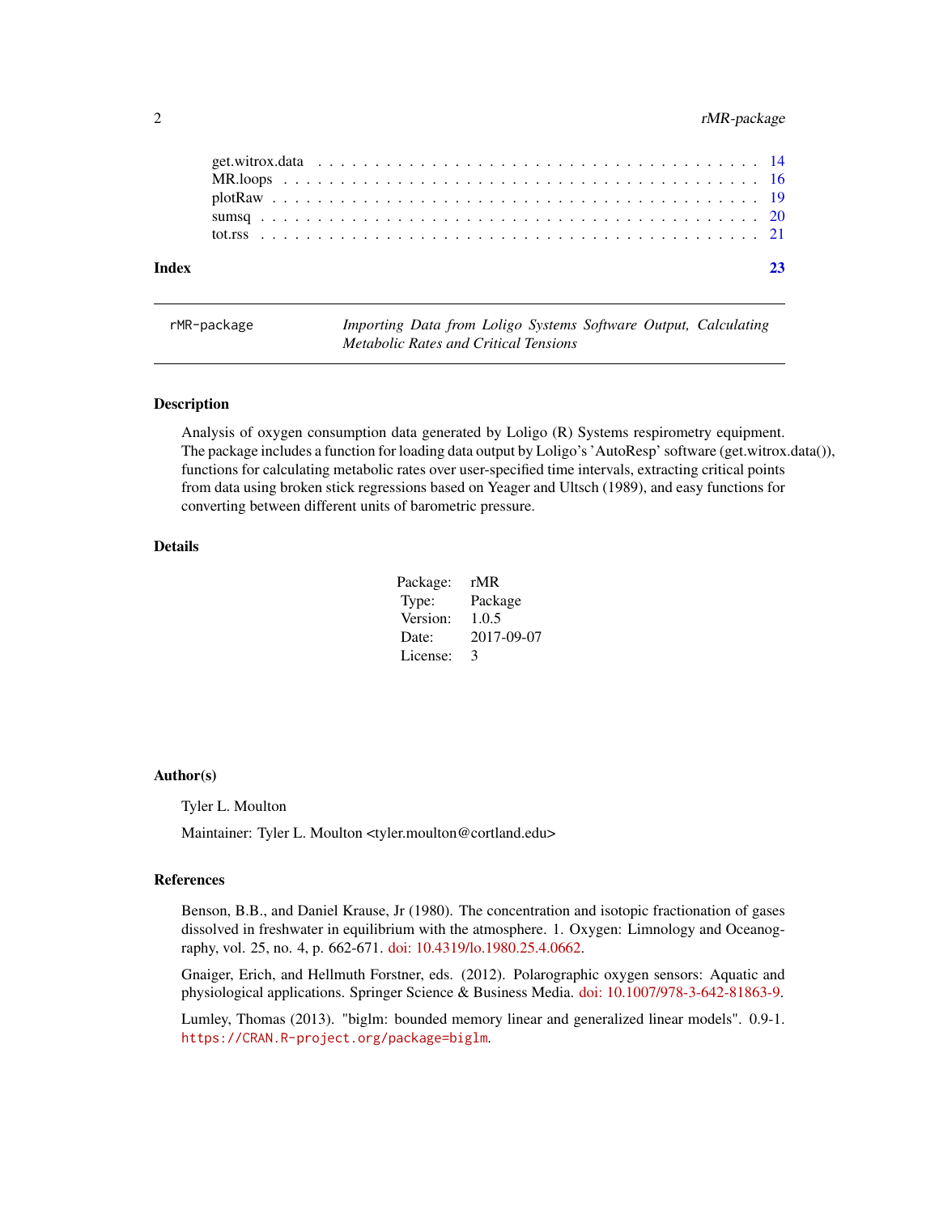get.witrox.data . . . . . . . . . . . . . . . . . . . . . . . . . . . . . . . . . . . . 14
MR.loops . . . . . . . . . . . . . . . . . . . . . . . . . . . . . . . . . . . . . . . . 16
plotRaw . . . . . . . . . . . . . . . . . . . . . . . . . . . . . . . . . . . . . . . . . 19
sumsq . . . . . . . . . . . . . . . . . . . . . . . . . . . . . . . . . . . . . . . . . . 20
tot.rss . . . . . . . . . . . . . . . . . . . . . . . . . . . . . . . . . . . . . . . . . 21

**Index** 23

---

`rMR-package` *Importing Data from Loligo Systems Software Output, Calculating Metabolic Rates and Critical Tensions*

---

## Description

Analysis of oxygen consumption data generated by Loligo (R) Systems respirometry equipment. The package includes a function for loading data output by Loligo's 'AutoResp' software (get.witrox.data()), functions for calculating metabolic rates over user-specified time intervals, extracting critical points from data using broken stick regressions based on Yeager and Ultsch (1989), and easy functions for converting between different units of barometric pressure.

## Details

| | |
|---|---|
| Package: | rMR |
| Type: | Package |
| Version: | 1.0.5 |
| Date: | 2017-09-07 |
| License: | 3 |

## Author(s)

Tyler L. Moulton

Maintainer: Tyler L. Moulton <tyler.moulton@cortland.edu>

## References

Benson, B.B., and Daniel Krause, Jr (1980). The concentration and isotopic fractionation of gases dissolved in freshwater in equilibrium with the atmosphere. 1. Oxygen: Limnology and Oceanography, vol. 25, no. 4, p. 662-671. doi: 10.4319/lo.1980.25.4.0662.

Gnaiger, Erich, and Hellmuth Forstner, eds. (2012). Polarographic oxygen sensors: Aquatic and physiological applications. Springer Science & Business Media. doi: 10.1007/978-3-642-81863-9.

Lumley, Thomas (2013). "biglm: bounded memory linear and generalized linear models". 0.9-1. `https://CRAN.R-project.org/package=biglm`.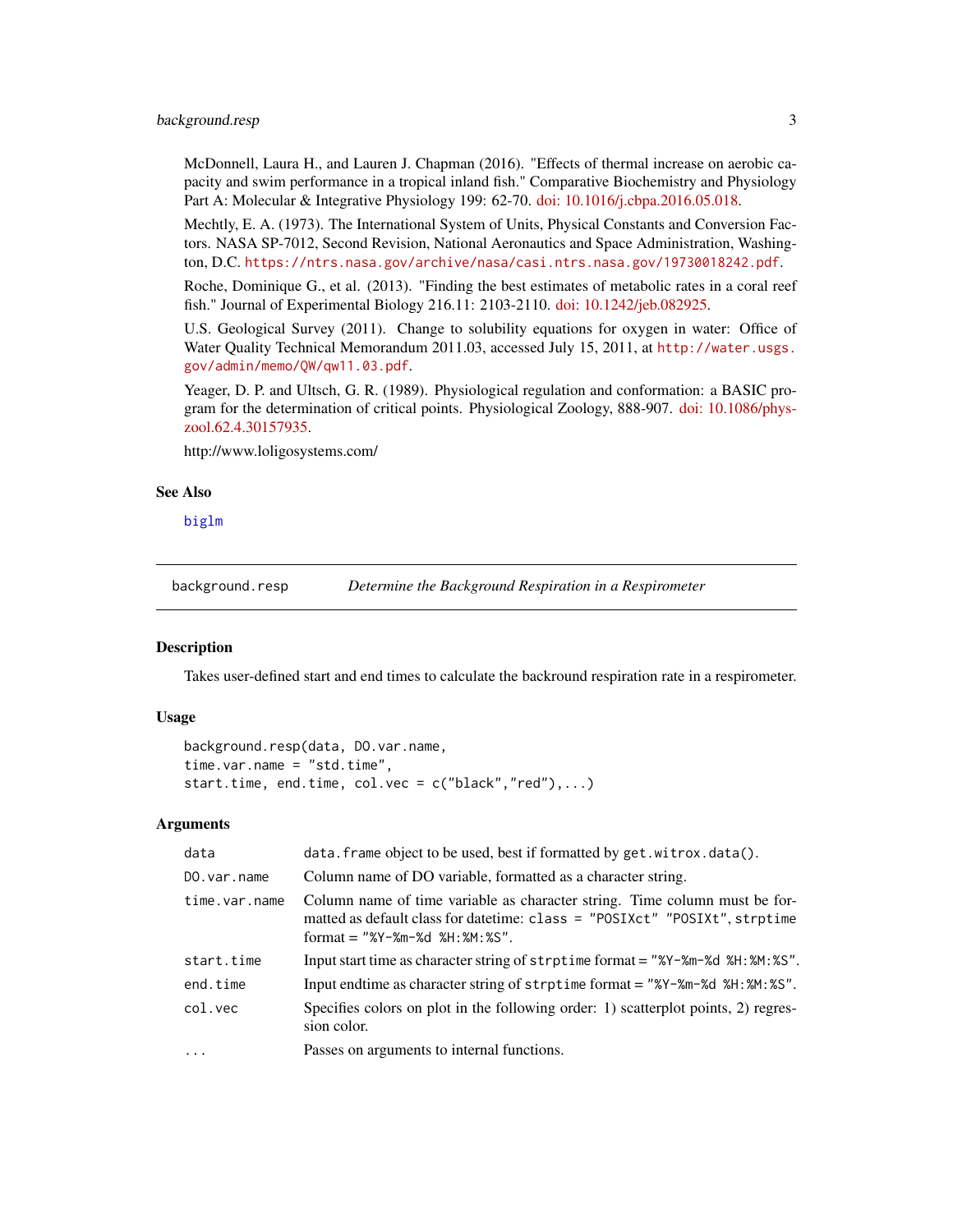McDonnell, Laura H., and Lauren J. Chapman (2016). "Effects of thermal increase on aerobic capacity and swim performance in a tropical inland fish." Comparative Biochemistry and Physiology Part A: Molecular & Integrative Physiology 199: 62-70. doi: 10.1016/j.cbpa.2016.05.018.

Mechtly, E. A. (1973). The International System of Units, Physical Constants and Conversion Factors. NASA SP-7012, Second Revision, National Aeronautics and Space Administration, Washington, D.C. `https://ntrs.nasa.gov/archive/nasa/casi.ntrs.nasa.gov/19730018242.pdf`.

Roche, Dominique G., et al. (2013). "Finding the best estimates of metabolic rates in a coral reef fish." Journal of Experimental Biology 216.11: 2103-2110. doi: 10.1242/jeb.082925.

U.S. Geological Survey (2011). Change to solubility equations for oxygen in water: Office of Water Quality Technical Memorandum 2011.03, accessed July 15, 2011, at `http://water.usgs.gov/admin/memo/QW/qw11.03.pdf`.

Yeager, D. P. and Ultsch, G. R. (1989). Physiological regulation and conformation: a BASIC program for the determination of critical points. Physiological Zoology, 888-907. doi: 10.1086/physzool.62.4.30157935.

http://www.loligosystems.com/

## See Also

`biglm`

---

# background.resp — *Determine the Background Respiration in a Respirometer*

## Description

Takes user-defined start and end times to calculate the backround respiration rate in a respirometer.

## Usage

```
background.resp(data, DO.var.name,
time.var.name = "std.time",
start.time, end.time, col.vec = c("black","red"),...)
```

## Arguments

| | |
|---|---|
| `data` | `data.frame` object to be used, best if formatted by `get.witrox.data()`. |
| `DO.var.name` | Column name of DO variable, formatted as a character string. |
| `time.var.name` | Column name of time variable as character string. Time column must be formatted as default class for datetime: `class = "POSIXct" "POSIXt"`, `strptime` format = `"%Y-%m-%d %H:%M:%S"`. |
| `start.time` | Input start time as character string of `strptime` format = `"%Y-%m-%d %H:%M:%S"`. |
| `end.time` | Input endtime as character string of `strptime` format = `"%Y-%m-%d %H:%M:%S"`. |
| `col.vec` | Specifies colors on plot in the following order: 1) scatterplot points, 2) regression color. |
| `...` | Passes on arguments to internal functions. |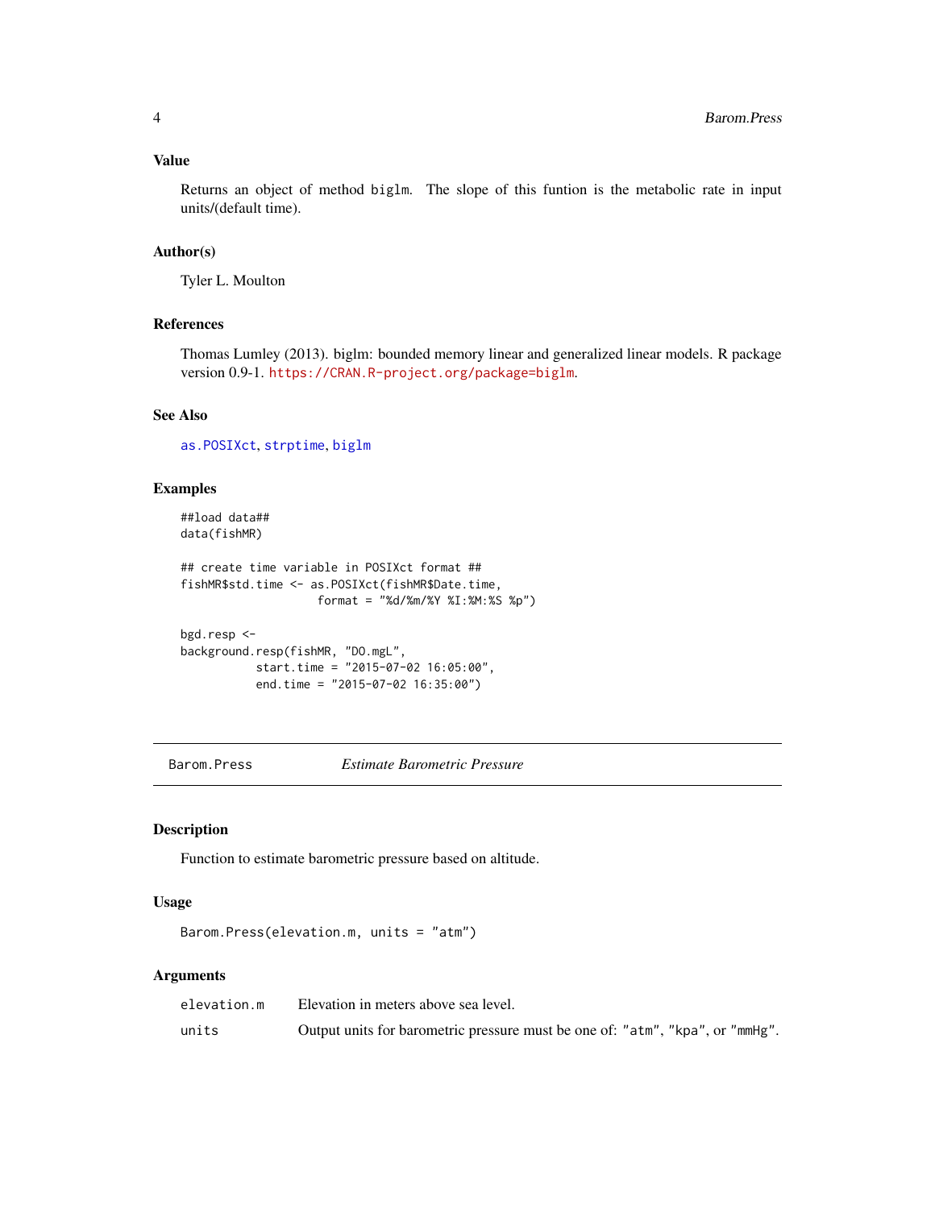### Value

Returns an object of method `biglm`. The slope of this funtion is the metabolic rate in input units/(default time).

### Author(s)

Tyler L. Moulton

### References

Thomas Lumley (2013). biglm: bounded memory linear and generalized linear models. R package version 0.9-1. https://CRAN.R-project.org/package=biglm.

### See Also

`as.POSIXct`, `strptime`, `biglm`

### Examples

```
##load data##
data(fishMR)

## create time variable in POSIXct format ##
fishMR$std.time <- as.POSIXct(fishMR$Date.time,
                    format = "%d/%m/%Y %I:%M:%S %p")

bgd.resp <-
background.resp(fishMR, "DO.mgL",
           start.time = "2015-07-02 16:05:00",
           end.time = "2015-07-02 16:35:00")
```

---

## Barom.Press *Estimate Barometric Pressure*

### Description

Function to estimate barometric pressure based on altitude.

### Usage

```
Barom.Press(elevation.m, units = "atm")
```

### Arguments

| | |
|---|---|
| `elevation.m` | Elevation in meters above sea level. |
| `units` | Output units for barometric pressure must be one of: `"atm"`, `"kpa"`, or `"mmHg"`. |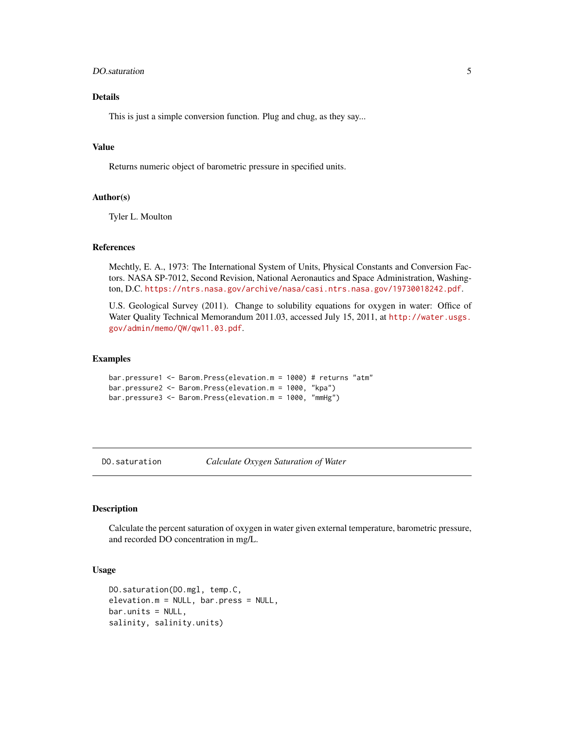### Details

This is just a simple conversion function. Plug and chug, as they say...

### Value

Returns numeric object of barometric pressure in specified units.

### Author(s)

Tyler L. Moulton

### References

Mechtly, E. A., 1973: The International System of Units, Physical Constants and Conversion Factors. NASA SP-7012, Second Revision, National Aeronautics and Space Administration, Washington, D.C. https://ntrs.nasa.gov/archive/nasa/casi.ntrs.nasa.gov/19730018242.pdf.

U.S. Geological Survey (2011). Change to solubility equations for oxygen in water: Office of Water Quality Technical Memorandum 2011.03, accessed July 15, 2011, at http://water.usgs.gov/admin/memo/QW/qw11.03.pdf.

### Examples

```
bar.pressure1 <- Barom.Press(elevation.m = 1000) # returns "atm"
bar.pressure2 <- Barom.Press(elevation.m = 1000, "kpa")
bar.pressure3 <- Barom.Press(elevation.m = 1000, "mmHg")
```

---

## DO.saturation *Calculate Oxygen Saturation of Water*

### Description

Calculate the percent saturation of oxygen in water given external temperature, barometric pressure, and recorded DO concentration in mg/L.

### Usage

```
DO.saturation(DO.mgl, temp.C,
elevation.m = NULL, bar.press = NULL,
bar.units = NULL,
salinity, salinity.units)
```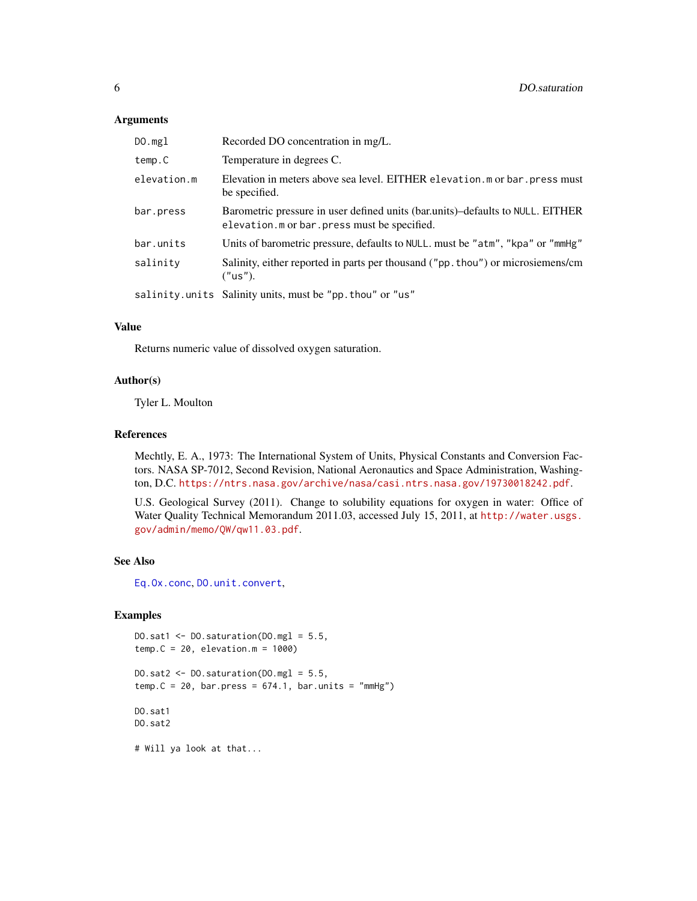### Arguments

| | |
|---|---|
| `DO.mgl` | Recorded DO concentration in mg/L. |
| `temp.C` | Temperature in degrees C. |
| `elevation.m` | Elevation in meters above sea level. EITHER `elevation.m` or `bar.press` must be specified. |
| `bar.press` | Barometric pressure in user defined units (bar.units)–defaults to `NULL`. EITHER `elevation.m` or `bar.press` must be specified. |
| `bar.units` | Units of barometric pressure, defaults to `NULL`. must be `"atm"`, `"kpa"` or `"mmHg"` |
| `salinity` | Salinity, either reported in parts per thousand (`"pp.thou"`) or microsiemens/cm (`"us"`). |
| `salinity.units` | Salinity units, must be `"pp.thou"` or `"us"` |

### Value

Returns numeric value of dissolved oxygen saturation.

### Author(s)

Tyler L. Moulton

### References

Mechtly, E. A., 1973: The International System of Units, Physical Constants and Conversion Factors. NASA SP-7012, Second Revision, National Aeronautics and Space Administration, Washington, D.C. https://ntrs.nasa.gov/archive/nasa/casi.ntrs.nasa.gov/19730018242.pdf.

U.S. Geological Survey (2011). Change to solubility equations for oxygen in water: Office of Water Quality Technical Memorandum 2011.03, accessed July 15, 2011, at http://water.usgs.gov/admin/memo/QW/qw11.03.pdf.

### See Also

`Eq.Ox.conc`, `DO.unit.convert`,

### Examples

```
DO.sat1 <- DO.saturation(DO.mgl = 5.5,
temp.C = 20, elevation.m = 1000)

DO.sat2 <- DO.saturation(DO.mgl = 5.5,
temp.C = 20, bar.press = 674.1, bar.units = "mmHg")

DO.sat1
DO.sat2

# Will ya look at that...
```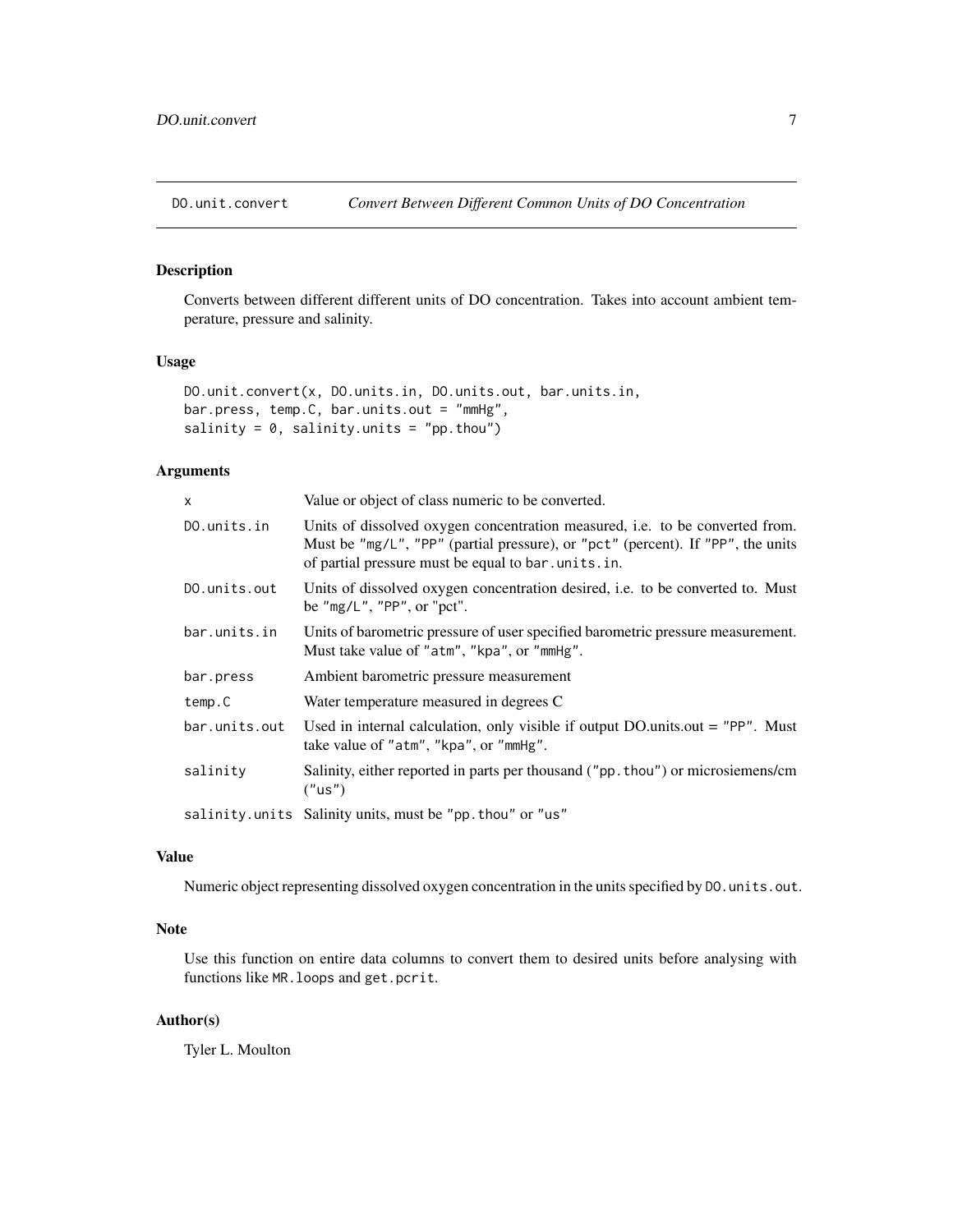# DO.unit.convert — *Convert Between Different Common Units of DO Concentration*

## Description

Converts between different different units of DO concentration. Takes into account ambient temperature, pressure and salinity.

## Usage

```
DO.unit.convert(x, DO.units.in, DO.units.out, bar.units.in,
bar.press, temp.C, bar.units.out = "mmHg",
salinity = 0, salinity.units = "pp.thou")
```

## Arguments

| Argument | Description |
|---|---|
| `x` | Value or object of class numeric to be converted. |
| `DO.units.in` | Units of dissolved oxygen concentration measured, i.e. to be converted from. Must be `"mg/L"`, `"PP"` (partial pressure), or `"pct"` (percent). If `"PP"`, the units of partial pressure must be equal to `bar.units.in`. |
| `DO.units.out` | Units of dissolved oxygen concentration desired, i.e. to be converted to. Must be `"mg/L"`, `"PP"`, or `"pct"`. |
| `bar.units.in` | Units of barometric pressure of user specified barometric pressure measurement. Must take value of `"atm"`, `"kpa"`, or `"mmHg"`. |
| `bar.press` | Ambient barometric pressure measurement |
| `temp.C` | Water temperature measured in degrees C |
| `bar.units.out` | Used in internal calculation, only visible if output DO.units.out = `"PP"`. Must take value of `"atm"`, `"kpa"`, or `"mmHg"`. |
| `salinity` | Salinity, either reported in parts per thousand (`"pp.thou"`) or microsiemens/cm (`"us"`) |
| `salinity.units` | Salinity units, must be `"pp.thou"` or `"us"` |

## Value

Numeric object representing dissolved oxygen concentration in the units specified by `DO.units.out`.

## Note

Use this function on entire data columns to convert them to desired units before analysing with functions like `MR.loops` and `get.pcrit`.

## Author(s)

Tyler L. Moulton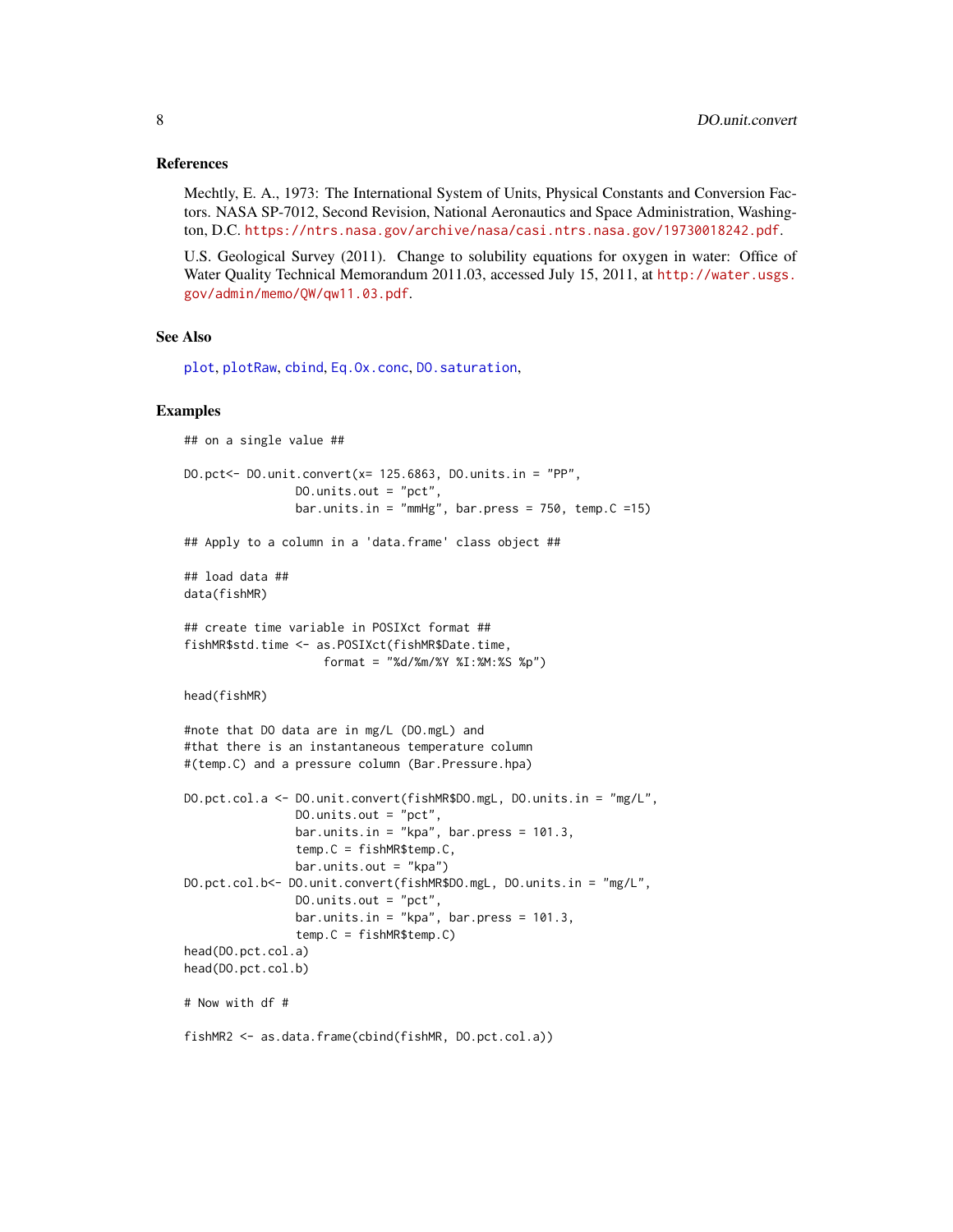## References

Mechtly, E. A., 1973: The International System of Units, Physical Constants and Conversion Factors. NASA SP-7012, Second Revision, National Aeronautics and Space Administration, Washington, D.C. https://ntrs.nasa.gov/archive/nasa/casi.ntrs.nasa.gov/19730018242.pdf.

U.S. Geological Survey (2011). Change to solubility equations for oxygen in water: Office of Water Quality Technical Memorandum 2011.03, accessed July 15, 2011, at http://water.usgs.gov/admin/memo/QW/qw11.03.pdf.

## See Also

plot, plotRaw, cbind, Eq.Ox.conc, DO.saturation,

## Examples

```
## on a single value ##

DO.pct<- DO.unit.convert(x= 125.6863, DO.units.in = "PP",
                DO.units.out = "pct",
                bar.units.in = "mmHg", bar.press = 750, temp.C =15)

## Apply to a column in a 'data.frame' class object ##

## load data ##
data(fishMR)

## create time variable in POSIXct format ##
fishMR$std.time <- as.POSIXct(fishMR$Date.time,
                    format = "%d/%m/%Y %I:%M:%S %p")

head(fishMR)

#note that DO data are in mg/L (DO.mgL) and
#that there is an instantaneous temperature column
#(temp.C) and a pressure column (Bar.Pressure.hpa)

DO.pct.col.a <- DO.unit.convert(fishMR$DO.mgL, DO.units.in = "mg/L",
                DO.units.out = "pct",
                bar.units.in = "kpa", bar.press = 101.3,
                temp.C = fishMR$temp.C,
                bar.units.out = "kpa")
DO.pct.col.b<- DO.unit.convert(fishMR$DO.mgL, DO.units.in = "mg/L",
                DO.units.out = "pct",
                bar.units.in = "kpa", bar.press = 101.3,
                temp.C = fishMR$temp.C)
head(DO.pct.col.a)
head(DO.pct.col.b)

# Now with df #

fishMR2 <- as.data.frame(cbind(fishMR, DO.pct.col.a))
```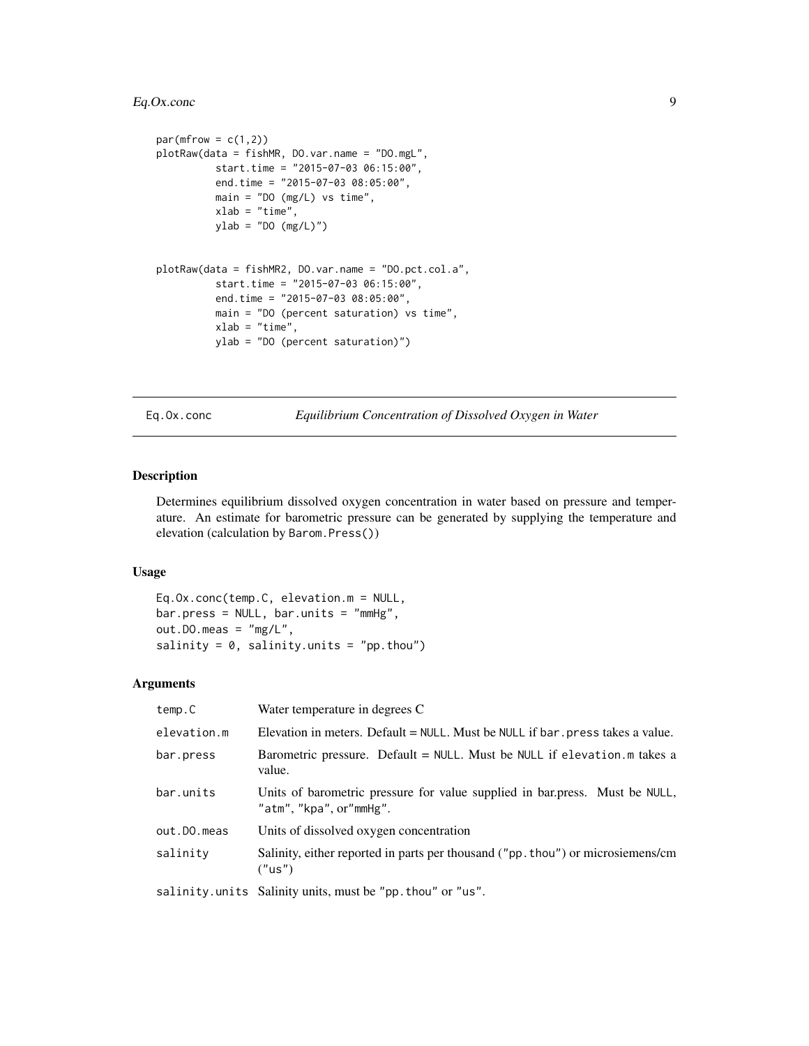```
par(mfrow = c(1,2))
plotRaw(data = fishMR, DO.var.name = "DO.mgL",
          start.time = "2015-07-03 06:15:00",
          end.time = "2015-07-03 08:05:00",
          main = "DO (mg/L) vs time",
          xlab = "time",
          ylab = "DO (mg/L)")


plotRaw(data = fishMR2, DO.var.name = "DO.pct.col.a",
          start.time = "2015-07-03 06:15:00",
          end.time = "2015-07-03 08:05:00",
          main = "DO (percent saturation) vs time",
          xlab = "time",
          ylab = "DO (percent saturation)")
```

## Eq.Ox.conc *Equilibrium Concentration of Dissolved Oxygen in Water*

### Description

Determines equilibrium dissolved oxygen concentration in water based on pressure and temperature. An estimate for barometric pressure can be generated by supplying the temperature and elevation (calculation by `Barom.Press()`)

### Usage

```
Eq.Ox.conc(temp.C, elevation.m = NULL,
bar.press = NULL, bar.units = "mmHg",
out.DO.meas = "mg/L",
salinity = 0, salinity.units = "pp.thou")
```

### Arguments

| | |
|---|---|
| temp.C | Water temperature in degrees C |
| elevation.m | Elevation in meters. Default = NULL. Must be NULL if bar.press takes a value. |
| bar.press | Barometric pressure. Default = NULL. Must be NULL if elevation.m takes a value. |
| bar.units | Units of barometric pressure for value supplied in bar.press. Must be NULL, "atm", "kpa", or"mmHg". |
| out.DO.meas | Units of dissolved oxygen concentration |
| salinity | Salinity, either reported in parts per thousand ("pp.thou") or microsiemens/cm ("us") |
| salinity.units | Salinity units, must be "pp.thou" or "us". |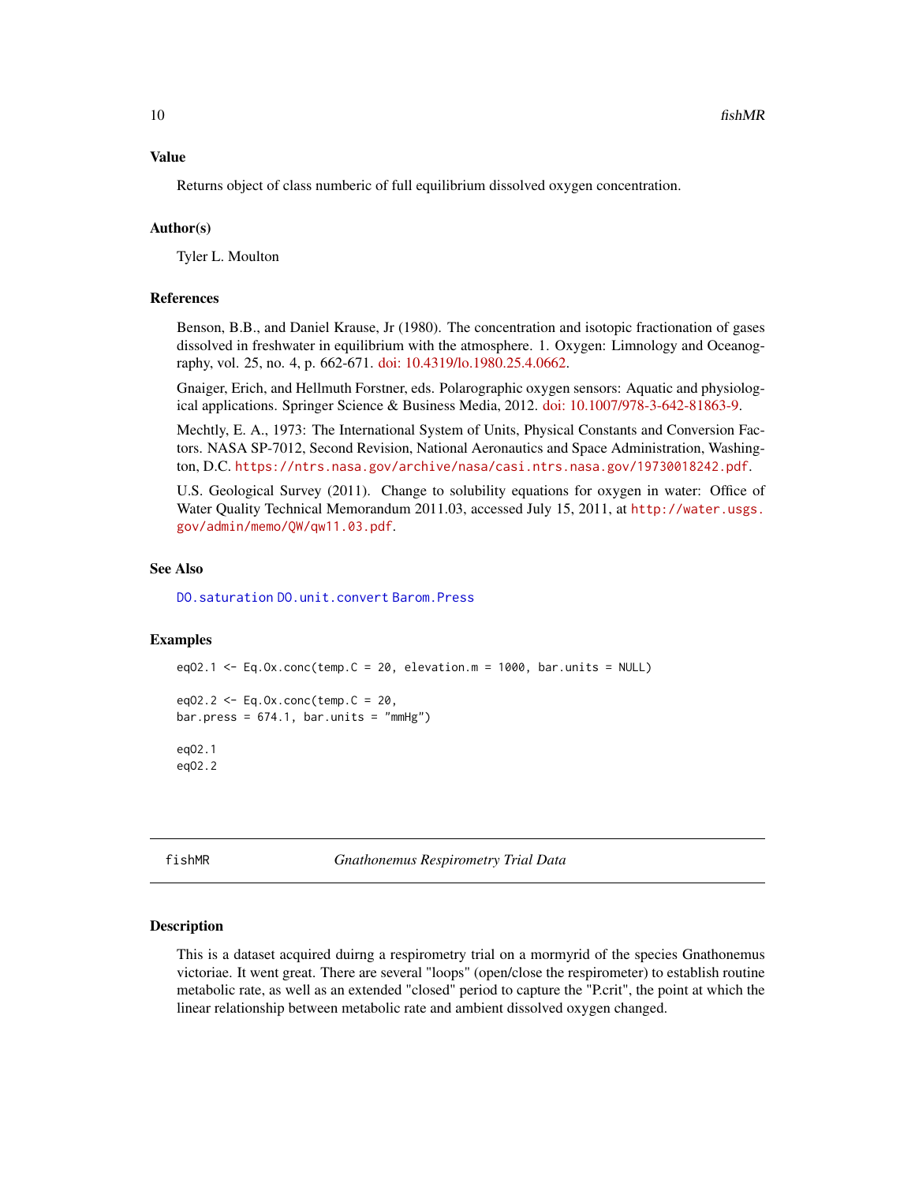### Value

Returns object of class numberic of full equilibrium dissolved oxygen concentration.

### Author(s)

Tyler L. Moulton

### References

Benson, B.B., and Daniel Krause, Jr (1980). The concentration and isotopic fractionation of gases dissolved in freshwater in equilibrium with the atmosphere. 1. Oxygen: Limnology and Oceanography, vol. 25, no. 4, p. 662-671. doi: 10.4319/lo.1980.25.4.0662.

Gnaiger, Erich, and Hellmuth Forstner, eds. Polarographic oxygen sensors: Aquatic and physiological applications. Springer Science & Business Media, 2012. doi: 10.1007/978-3-642-81863-9.

Mechtly, E. A., 1973: The International System of Units, Physical Constants and Conversion Factors. NASA SP-7012, Second Revision, National Aeronautics and Space Administration, Washington, D.C. https://ntrs.nasa.gov/archive/nasa/casi.ntrs.nasa.gov/19730018242.pdf.

U.S. Geological Survey (2011). Change to solubility equations for oxygen in water: Office of Water Quality Technical Memorandum 2011.03, accessed July 15, 2011, at http://water.usgs.gov/admin/memo/QW/qw11.03.pdf.

### See Also

DO.saturation DO.unit.convert Barom.Press

### Examples

```
eqO2.1 <- Eq.Ox.conc(temp.C = 20, elevation.m = 1000, bar.units = NULL)

eqO2.2 <- Eq.Ox.conc(temp.C = 20,
bar.press = 674.1, bar.units = "mmHg")

eqO2.1
eqO2.2
```

---

## fishMR — *Gnathonemus Respirometry Trial Data*

### Description

This is a dataset acquired duirng a respirometry trial on a mormyrid of the species Gnathonemus victoriae. It went great. There are several "loops" (open/close the respirometer) to establish routine metabolic rate, as well as an extended "closed" period to capture the "P.crit", the point at which the linear relationship between metabolic rate and ambient dissolved oxygen changed.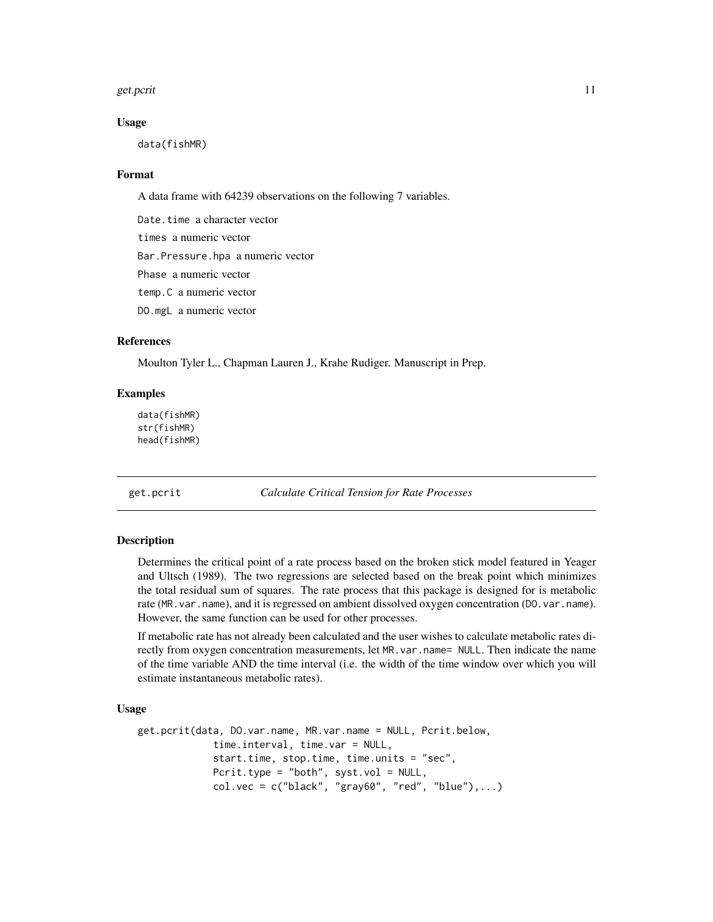### Usage

```
data(fishMR)
```

### Format

A data frame with 64239 observations on the following 7 variables.

`Date.time` a character vector

`times` a numeric vector

`Bar.Pressure.hpa` a numeric vector

`Phase` a numeric vector

`temp.C` a numeric vector

`DO.mgL` a numeric vector

### References

Moulton Tyler L., Chapman Lauren J., Krahe Rudiger. Manuscript in Prep.

### Examples

```
data(fishMR)
str(fishMR)
head(fishMR)
```

---

## get.pcrit — *Calculate Critical Tension for Rate Processes*

---

### Description

Determines the critical point of a rate process based on the broken stick model featured in Yeager and Ultsch (1989). The two regressions are selected based on the break point which minimizes the total residual sum of squares. The rate process that this package is designed for is metabolic rate (`MR.var.name`), and it is regressed on ambient dissolved oxygen concentration (`DO.var.name`). However, the same function can be used for other processes.

If metabolic rate has not already been calculated and the user wishes to calculate metabolic rates directly from oxygen concentration measurements, let `MR.var.name= NULL`. Then indicate the name of the time variable AND the time interval (i.e. the width of the time window over which you will estimate instantaneous metabolic rates).

### Usage

```
get.pcrit(data, DO.var.name, MR.var.name = NULL, Pcrit.below,
            time.interval, time.var = NULL,
            start.time, stop.time, time.units = "sec",
            Pcrit.type = "both", syst.vol = NULL,
            col.vec = c("black", "gray60", "red", "blue"),...)
```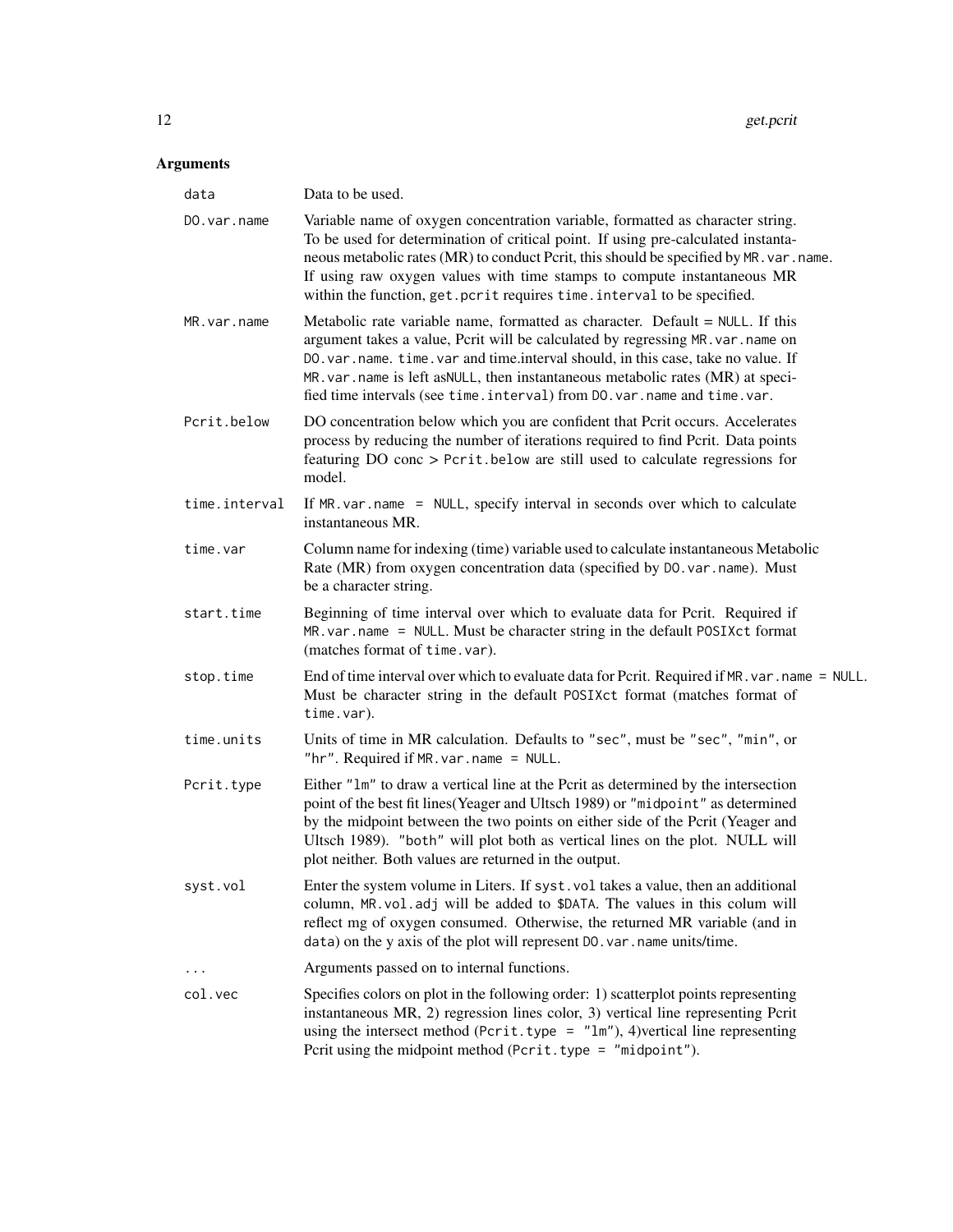## Arguments

| | |
|---|---|
| `data` | Data to be used. |
| `DO.var.name` | Variable name of oxygen concentration variable, formatted as character string. To be used for determination of critical point. If using pre-calculated instantaneous metabolic rates (MR) to conduct Pcrit, this should be specified by `MR.var.name`. If using raw oxygen values with time stamps to compute instantaneous MR within the function, `get.pcrit` requires `time.interval` to be specified. |
| `MR.var.name` | Metabolic rate variable name, formatted as character. Default = `NULL`. If this argument takes a value, Pcrit will be calculated by regressing `MR.var.name` on `DO.var.name`. `time.var` and time.interval should, in this case, take no value. If `MR.var.name` is left as`NULL`, then instantaneous metabolic rates (MR) at specified time intervals (see `time.interval`) from `DO.var.name` and `time.var`. |
| `Pcrit.below` | DO concentration below which you are confident that Pcrit occurs. Accelerates process by reducing the number of iterations required to find Pcrit. Data points featuring DO conc > `Pcrit.below` are still used to calculate regressions for model. |
| `time.interval` | If `MR.var.name = NULL`, specify interval in seconds over which to calculate instantaneous MR. |
| `time.var` | Column name for indexing (time) variable used to calculate instantaneous Metabolic Rate (MR) from oxygen concentration data (specified by `DO.var.name`). Must be a character string. |
| `start.time` | Beginning of time interval over which to evaluate data for Pcrit. Required if `MR.var.name = NULL`. Must be character string in the default `POSIXct` format (matches format of `time.var`). |
| `stop.time` | End of time interval over which to evaluate data for Pcrit. Required if `MR.var.name = NULL`. Must be character string in the default `POSIXct` format (matches format of `time.var`). |
| `time.units` | Units of time in MR calculation. Defaults to `"sec"`, must be `"sec"`, `"min"`, or `"hr"`. Required if `MR.var.name = NULL`. |
| `Pcrit.type` | Either `"lm"` to draw a vertical line at the Pcrit as determined by the intersection point of the best fit lines(Yeager and Ultsch 1989) or `"midpoint"` as determined by the midpoint between the two points on either side of the Pcrit (Yeager and Ultsch 1989). `"both"` will plot both as vertical lines on the plot. NULL will plot neither. Both values are returned in the output. |
| `syst.vol` | Enter the system volume in Liters. If `syst.vol` takes a value, then an additional column, `MR.vol.adj` will be added to `$DATA`. The values in this colum will reflect mg of oxygen consumed. Otherwise, the returned MR variable (and in `data`) on the y axis of the plot will represent `DO.var.name` units/time. |
| `...` | Arguments passed on to internal functions. |
| `col.vec` | Specifies colors on plot in the following order: 1) scatterplot points representing instantaneous MR, 2) regression lines color, 3) vertical line representing Pcrit using the intersect method (`Pcrit.type = "lm"`), 4)vertical line representing Pcrit using the midpoint method (`Pcrit.type = "midpoint"`). |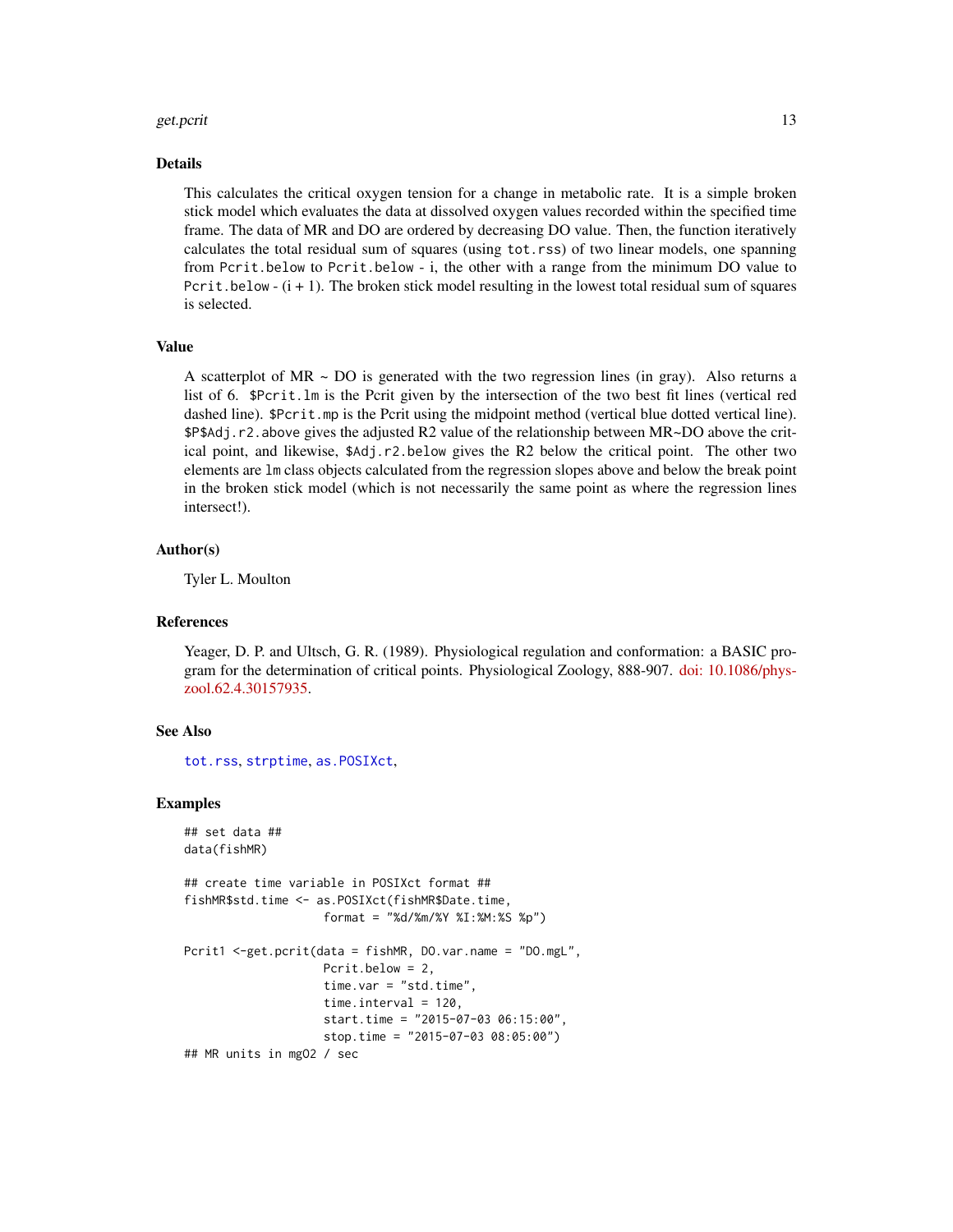### Details

This calculates the critical oxygen tension for a change in metabolic rate. It is a simple broken stick model which evaluates the data at dissolved oxygen values recorded within the specified time frame. The data of MR and DO are ordered by decreasing DO value. Then, the function iteratively calculates the total residual sum of squares (using `tot.rss`) of two linear models, one spanning from `Pcrit.below` to `Pcrit.below` - i, the other with a range from the minimum DO value to `Pcrit.below` - (i + 1). The broken stick model resulting in the lowest total residual sum of squares is selected.

### Value

A scatterplot of MR ~ DO is generated with the two regression lines (in gray). Also returns a list of 6. `$Pcrit.lm` is the Pcrit given by the intersection of the two best fit lines (vertical red dashed line). `$Pcrit.mp` is the Pcrit using the midpoint method (vertical blue dotted vertical line). `$P$Adj.r2.above` gives the adjusted R2 value of the relationship between MR~DO above the critical point, and likewise, `$Adj.r2.below` gives the R2 below the critical point. The other two elements are `lm` class objects calculated from the regression slopes above and below the break point in the broken stick model (which is not necessarily the same point as where the regression lines intersect!).

### Author(s)

Tyler L. Moulton

### References

Yeager, D. P. and Ultsch, G. R. (1989). Physiological regulation and conformation: a BASIC program for the determination of critical points. Physiological Zoology, 888-907. doi: 10.1086/physzool.62.4.30157935.

### See Also

`tot.rss`, `strptime`, `as.POSIXct`,

### Examples

```
## set data ##
data(fishMR)

## create time variable in POSIXct format ##
fishMR$std.time <- as.POSIXct(fishMR$Date.time,
                    format = "%d/%m/%Y %I:%M:%S %p")

Pcrit1 <-get.pcrit(data = fishMR, DO.var.name = "DO.mgL",
                    Pcrit.below = 2,
                    time.var = "std.time",
                    time.interval = 120,
                    start.time = "2015-07-03 06:15:00",
                    stop.time = "2015-07-03 08:05:00")
## MR units in mgO2 / sec
```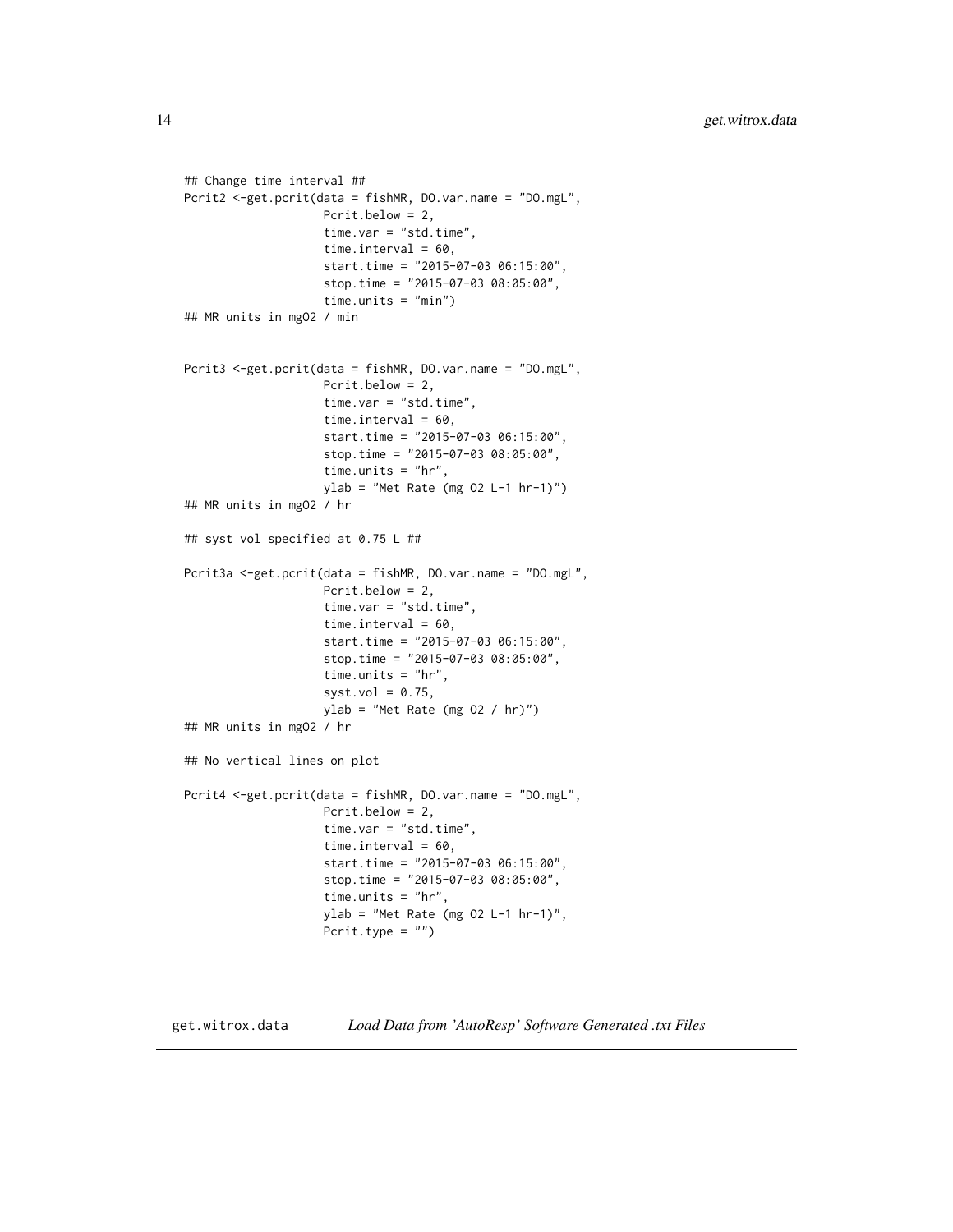```
## Change time interval ##
Pcrit2 <-get.pcrit(data = fishMR, DO.var.name = "DO.mgL",
                   Pcrit.below = 2,
                   time.var = "std.time",
                   time.interval = 60,
                   start.time = "2015-07-03 06:15:00",
                   stop.time = "2015-07-03 08:05:00",
                   time.units = "min")
## MR units in mgO2 / min


Pcrit3 <-get.pcrit(data = fishMR, DO.var.name = "DO.mgL",
                   Pcrit.below = 2,
                   time.var = "std.time",
                   time.interval = 60,
                   start.time = "2015-07-03 06:15:00",
                   stop.time = "2015-07-03 08:05:00",
                   time.units = "hr",
                   ylab = "Met Rate (mg O2 L-1 hr-1)")
## MR units in mgO2 / hr

## syst vol specified at 0.75 L ##

Pcrit3a <-get.pcrit(data = fishMR, DO.var.name = "DO.mgL",
                   Pcrit.below = 2,
                   time.var = "std.time",
                   time.interval = 60,
                   start.time = "2015-07-03 06:15:00",
                   stop.time = "2015-07-03 08:05:00",
                   time.units = "hr",
                   syst.vol = 0.75,
                   ylab = "Met Rate (mg O2 / hr)")
## MR units in mgO2 / hr

## No vertical lines on plot

Pcrit4 <-get.pcrit(data = fishMR, DO.var.name = "DO.mgL",
                   Pcrit.below = 2,
                   time.var = "std.time",
                   time.interval = 60,
                   start.time = "2015-07-03 06:15:00",
                   stop.time = "2015-07-03 08:05:00",
                   time.units = "hr",
                   ylab = "Met Rate (mg O2 L-1 hr-1)",
                   Pcrit.type = "")
```

---

## get.witrox.data *Load Data from 'AutoResp' Software Generated .txt Files*

---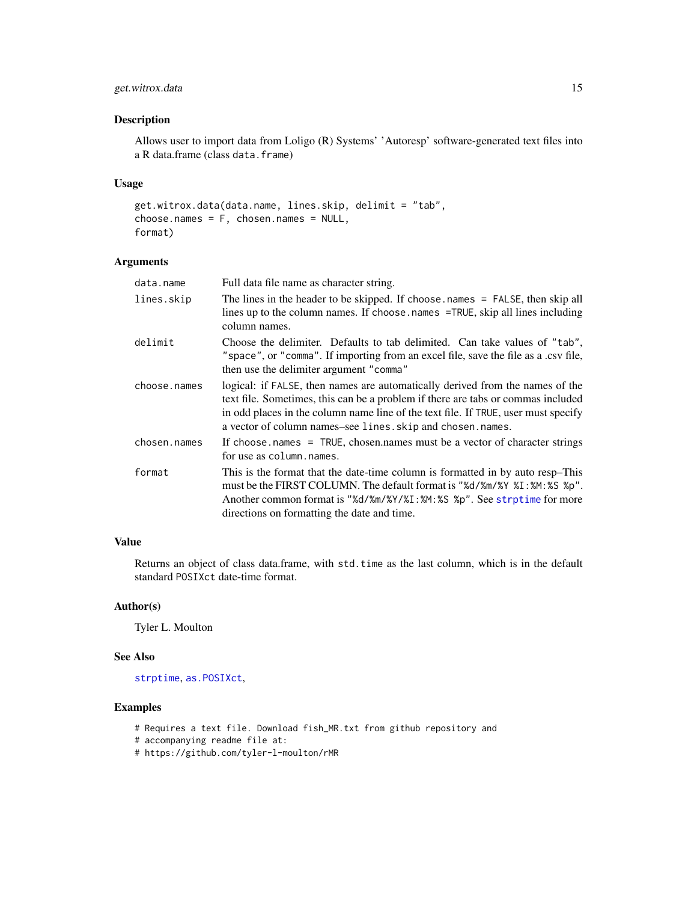## Description

Allows user to import data from Loligo (R) Systems' 'Autoresp' software-generated text files into a R data.frame (class `data.frame`)

## Usage

```
get.witrox.data(data.name, lines.skip, delimit = "tab",
choose.names = F, chosen.names = NULL,
format)
```

## Arguments

| | |
|---|---|
| `data.name` | Full data file name as character string. |
| `lines.skip` | The lines in the header to be skipped. If `choose.names = FALSE`, then skip all lines up to the column names. If `choose.names =TRUE`, skip all lines including column names. |
| `delimit` | Choose the delimiter. Defaults to tab delimited. Can take values of `"tab"`, `"space"`, or `"comma"`. If importing from an excel file, save the file as a .csv file, then use the delimiter argument `"comma"` |
| `choose.names` | logical: if `FALSE`, then names are automatically derived from the names of the text file. Sometimes, this can be a problem if there are tabs or commas included in odd places in the column name line of the text file. If `TRUE`, user must specify a vector of column names–see `lines.skip` and `chosen.names`. |
| `chosen.names` | If `choose.names = TRUE`, chosen.names must be a vector of character strings for use as `column.names`. |
| `format` | This is the format that the date-time column is formatted in by auto resp–This must be the FIRST COLUMN. The default format is `"%d/%m/%Y %I:%M:%S %p"`. Another common format is `"%d/%m/%Y/%I:%M:%S %p"`. See `strptime` for more directions on formatting the date and time. |

## Value

Returns an object of class data.frame, with `std.time` as the last column, which is in the default standard `POSIXct` date-time format.

## Author(s)

Tyler L. Moulton

## See Also

`strptime`, `as.POSIXct`,

## Examples

```
# Requires a text file. Download fish_MR.txt from github repository and
# accompanying readme file at:
# https://github.com/tyler-l-moulton/rMR
```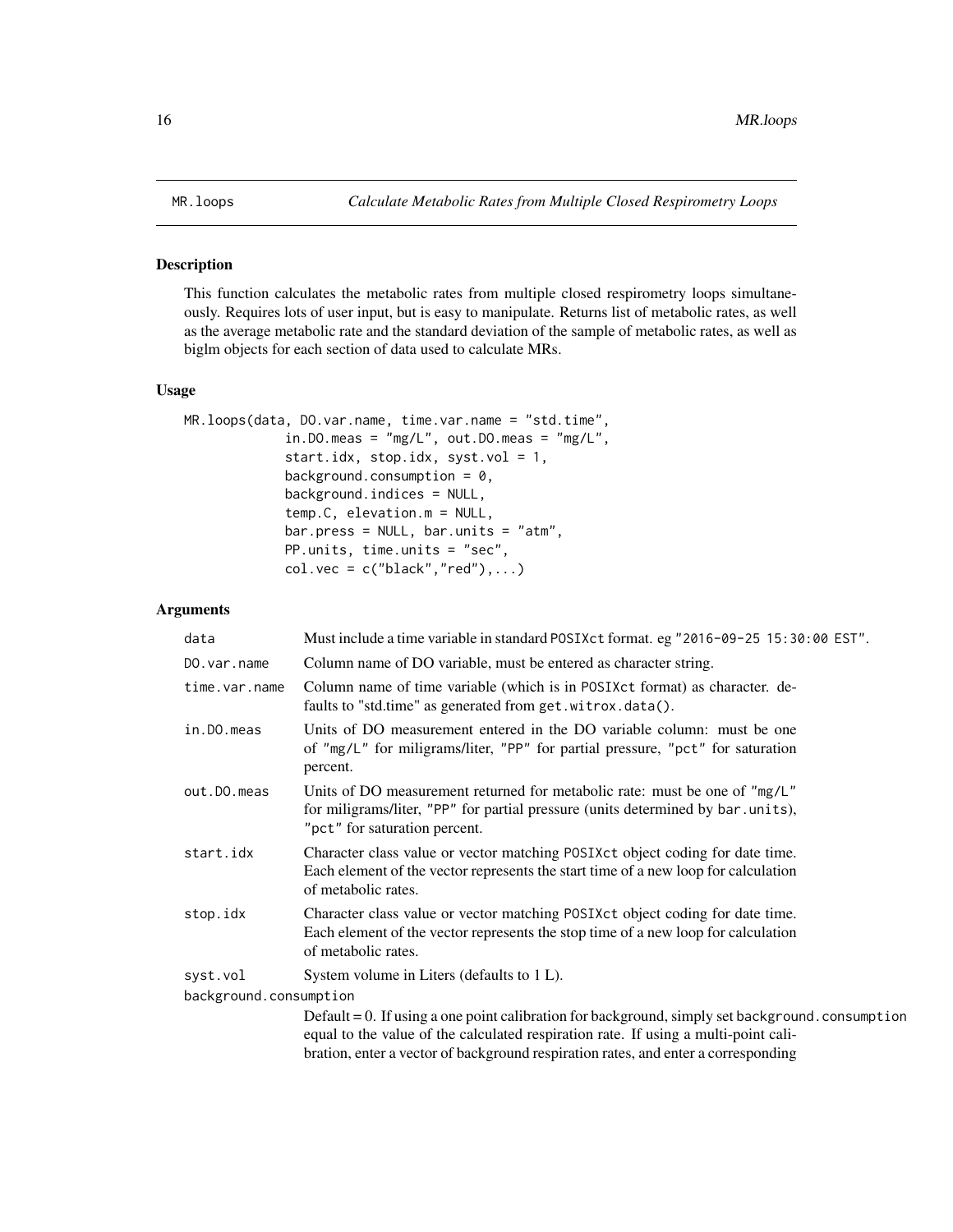MR.loops *Calculate Metabolic Rates from Multiple Closed Respirometry Loops*

## Description

This function calculates the metabolic rates from multiple closed respirometry loops simultaneously. Requires lots of user input, but is easy to manipulate. Returns list of metabolic rates, as well as the average metabolic rate and the standard deviation of the sample of metabolic rates, as well as biglm objects for each section of data used to calculate MRs.

## Usage

```
MR.loops(data, DO.var.name, time.var.name = "std.time",
             in.DO.meas = "mg/L", out.DO.meas = "mg/L",
             start.idx, stop.idx, syst.vol = 1,
             background.consumption = 0,
             background.indices = NULL,
             temp.C, elevation.m = NULL,
             bar.press = NULL, bar.units = "atm",
             PP.units, time.units = "sec",
             col.vec = c("black","red"),...)
```

## Arguments

| | |
|---|---|
| `data` | Must include a time variable in standard `POSIXct` format. eg `"2016-09-25 15:30:00 EST"`. |
| `DO.var.name` | Column name of DO variable, must be entered as character string. |
| `time.var.name` | Column name of time variable (which is in `POSIXct` format) as character. defaults to "std.time" as generated from `get.witrox.data()`. |
| `in.DO.meas` | Units of DO measurement entered in the DO variable column: must be one of `"mg/L"` for miligrams/liter, `"PP"` for partial pressure, `"pct"` for saturation percent. |
| `out.DO.meas` | Units of DO measurement returned for metabolic rate: must be one of `"mg/L"` for miligrams/liter, `"PP"` for partial pressure (units determined by `bar.units`), `"pct"` for saturation percent. |
| `start.idx` | Character class value or vector matching `POSIXct` object coding for date time. Each element of the vector represents the start time of a new loop for calculation of metabolic rates. |
| `stop.idx` | Character class value or vector matching `POSIXct` object coding for date time. Each element of the vector represents the stop time of a new loop for calculation of metabolic rates. |
| `syst.vol` | System volume in Liters (defaults to 1 L). |
| `background.consumption` | Default = 0. If using a one point calibration for background, simply set `background.consumption` equal to the value of the calculated respiration rate. If using a multi-point calibration, enter a vector of background respiration rates, and enter a corresponding |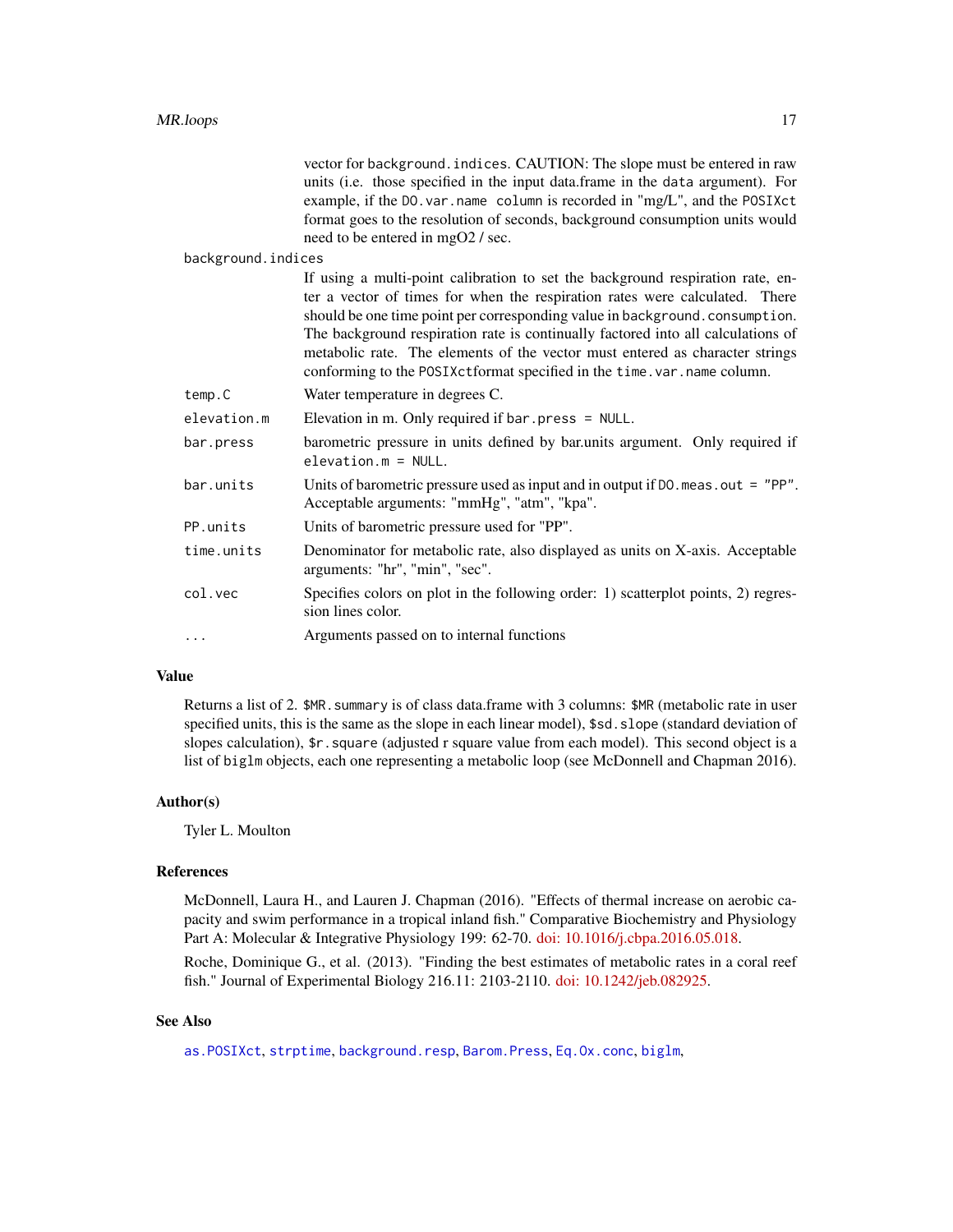vector for `background.indices`. CAUTION: The slope must be entered in raw units (i.e. those specified in the input data.frame in the `data` argument). For example, if the `DO.var.name column` is recorded in "mg/L", and the `POSIXct` format goes to the resolution of seconds, background consumption units would need to be entered in mgO2 / sec.

`background.indices`
: If using a multi-point calibration to set the background respiration rate, enter a vector of times for when the respiration rates were calculated. There should be one time point per corresponding value in `background.consumption`. The background respiration rate is continually factored into all calculations of metabolic rate. The elements of the vector must entered as character strings conforming to the `POSIXct`format specified in the `time.var.name` column.

`temp.C`
: Water temperature in degrees C.

`elevation.m`
: Elevation in m. Only required if `bar.press = NULL`.

`bar.press`
: barometric pressure in units defined by bar.units argument. Only required if `elevation.m = NULL`.

`bar.units`
: Units of barometric pressure used as input and in output if `DO.meas.out = "PP"`. Acceptable arguments: "mmHg", "atm", "kpa".

`PP.units`
: Units of barometric pressure used for "PP".

`time.units`
: Denominator for metabolic rate, also displayed as units on X-axis. Acceptable arguments: "hr", "min", "sec".

`col.vec`
: Specifies colors on plot in the following order: 1) scatterplot points, 2) regression lines color.

`...`
: Arguments passed on to internal functions

## Value

Returns a list of 2. `$MR.summary` is of class data.frame with 3 columns: `$MR` (metabolic rate in user specified units, this is the same as the slope in each linear model), `$sd.slope` (standard deviation of slopes calculation), `$r.square` (adjusted r square value from each model). This second object is a list of `biglm` objects, each one representing a metabolic loop (see McDonnell and Chapman 2016).

## Author(s)

Tyler L. Moulton

## References

McDonnell, Laura H., and Lauren J. Chapman (2016). "Effects of thermal increase on aerobic capacity and swim performance in a tropical inland fish." Comparative Biochemistry and Physiology Part A: Molecular & Integrative Physiology 199: 62-70. doi: 10.1016/j.cbpa.2016.05.018.

Roche, Dominique G., et al. (2013). "Finding the best estimates of metabolic rates in a coral reef fish." Journal of Experimental Biology 216.11: 2103-2110. doi: 10.1242/jeb.082925.

## See Also

`as.POSIXct`, `strptime`, `background.resp`, `Barom.Press`, `Eq.Ox.conc`, `biglm`,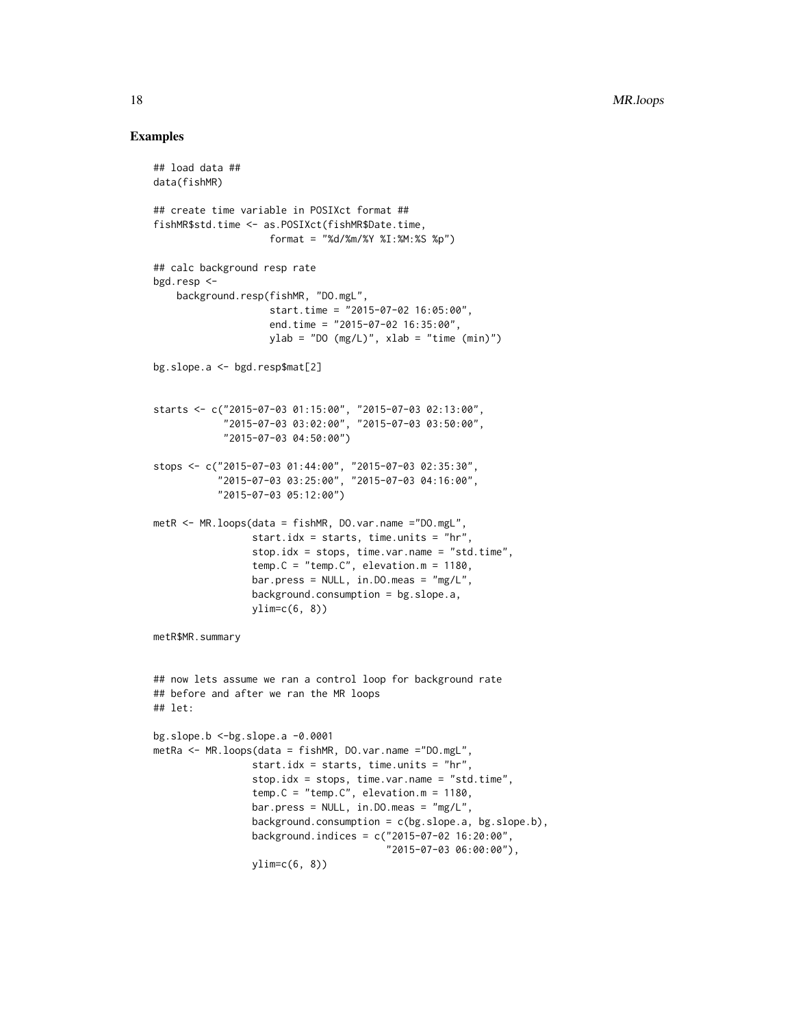## Examples

```
## load data ##
data(fishMR)

## create time variable in POSIXct format ##
fishMR$std.time <- as.POSIXct(fishMR$Date.time,
                    format = "%d/%m/%Y %I:%M:%S %p")

## calc background resp rate
bgd.resp <-
    background.resp(fishMR, "DO.mgL",
                    start.time = "2015-07-02 16:05:00",
                    end.time = "2015-07-02 16:35:00",
                    ylab = "DO (mg/L)", xlab = "time (min)")

bg.slope.a <- bgd.resp$mat[2]


starts <- c("2015-07-03 01:15:00", "2015-07-03 02:13:00",
            "2015-07-03 03:02:00", "2015-07-03 03:50:00",
            "2015-07-03 04:50:00")

stops <- c("2015-07-03 01:44:00", "2015-07-03 02:35:30",
           "2015-07-03 03:25:00", "2015-07-03 04:16:00",
           "2015-07-03 05:12:00")

metR <- MR.loops(data = fishMR, DO.var.name ="DO.mgL",
                 start.idx = starts, time.units = "hr",
                 stop.idx = stops, time.var.name = "std.time",
                 temp.C = "temp.C", elevation.m = 1180,
                 bar.press = NULL, in.DO.meas = "mg/L",
                 background.consumption = bg.slope.a,
                 ylim=c(6, 8))

metR$MR.summary


## now lets assume we ran a control loop for background rate
## before and after we ran the MR loops
## let:

bg.slope.b <-bg.slope.a -0.0001
metRa <- MR.loops(data = fishMR, DO.var.name ="DO.mgL",
                 start.idx = starts, time.units = "hr",
                 stop.idx = stops, time.var.name = "std.time",
                 temp.C = "temp.C", elevation.m = 1180,
                 bar.press = NULL, in.DO.meas = "mg/L",
                 background.consumption = c(bg.slope.a, bg.slope.b),
                 background.indices = c("2015-07-02 16:20:00",
                                        "2015-07-03 06:00:00"),
                 ylim=c(6, 8))
```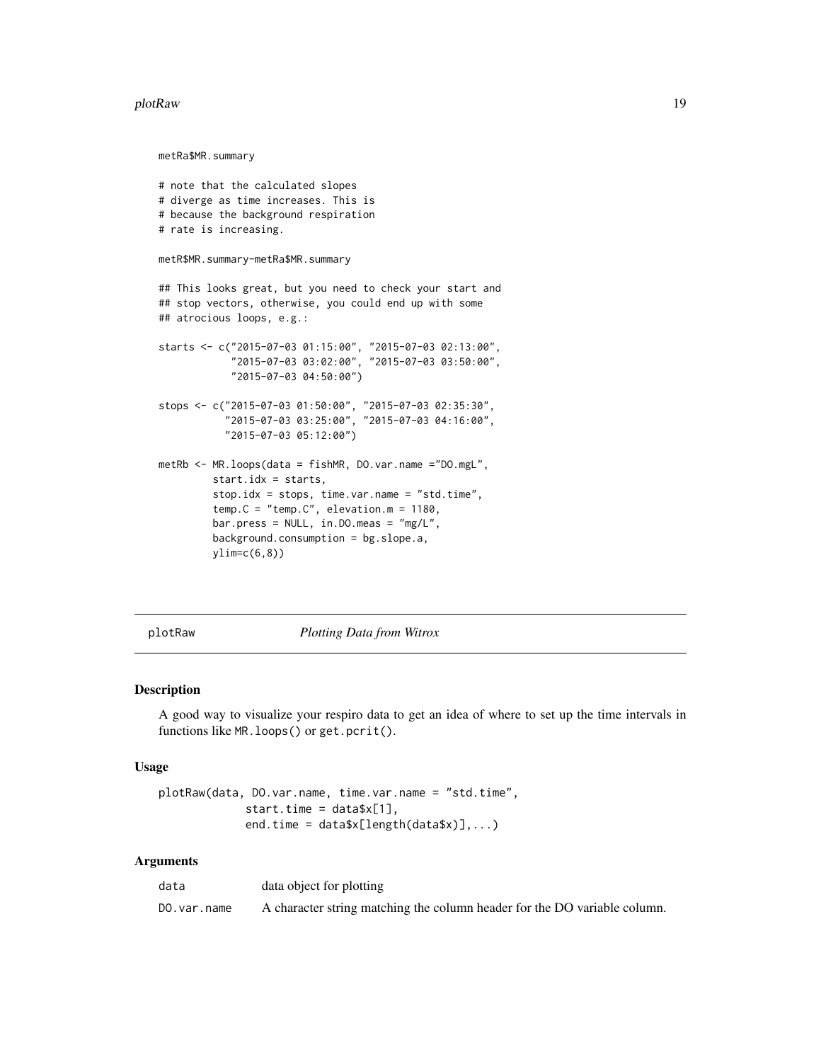```
metRa$MR.summary

# note that the calculated slopes
# diverge as time increases. This is
# because the background respiration
# rate is increasing.

metR$MR.summary-metRa$MR.summary

## This looks great, but you need to check your start and
## stop vectors, otherwise, you could end up with some
## atrocious loops, e.g.:

starts <- c("2015-07-03 01:15:00", "2015-07-03 02:13:00",
            "2015-07-03 03:02:00", "2015-07-03 03:50:00",
            "2015-07-03 04:50:00")

stops <- c("2015-07-03 01:50:00", "2015-07-03 02:35:30",
           "2015-07-03 03:25:00", "2015-07-03 04:16:00",
           "2015-07-03 05:12:00")

metRb <- MR.loops(data = fishMR, DO.var.name ="DO.mgL",
         start.idx = starts,
         stop.idx = stops, time.var.name = "std.time",
         temp.C = "temp.C", elevation.m = 1180,
         bar.press = NULL, in.DO.meas = "mg/L",
         background.consumption = bg.slope.a,
         ylim=c(6,8))
```

---

## plotRaw — *Plotting Data from Witrox*

### Description

A good way to visualize your respiro data to get an idea of where to set up the time intervals in functions like `MR.loops()` or `get.pcrit()`.

### Usage

```
plotRaw(data, DO.var.name, time.var.name = "std.time",
             start.time = data$x[1],
             end.time = data$x[length(data$x)],...)
```

### Arguments

| | |
|---|---|
| `data` | data object for plotting |
| `DO.var.name` | A character string matching the column header for the DO variable column. |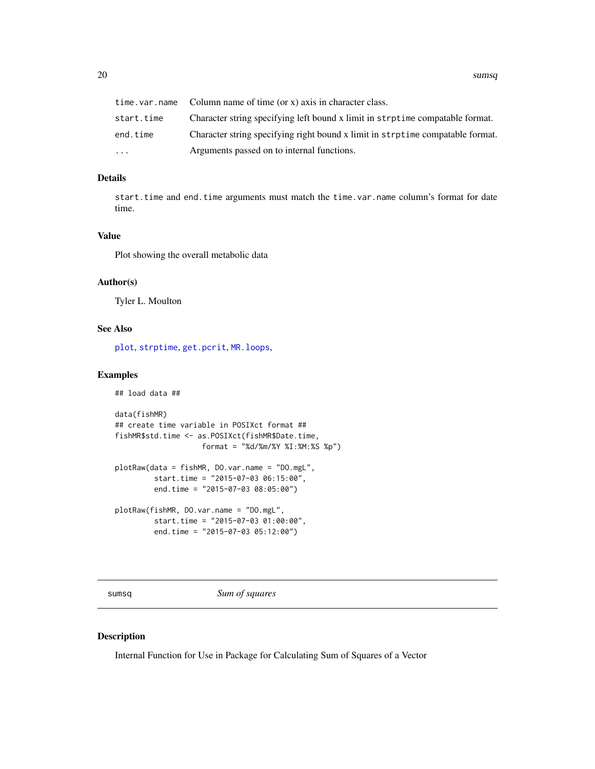| | |
|---|---|
| time.var.name | Column name of time (or x) axis in character class. |
| start.time | Character string specifying left bound x limit in strptime compatable format. |
| end.time | Character string specifying right bound x limit in strptime compatable format. |
| ... | Arguments passed on to internal functions. |

### Details

start.time and end.time arguments must match the time.var.name column's format for date time.

### Value

Plot showing the overall metabolic data

### Author(s)

Tyler L. Moulton

### See Also

plot, strptime, get.pcrit, MR.loops,

### Examples

```
## load data ##

data(fishMR)
## create time variable in POSIXct format ##
fishMR$std.time <- as.POSIXct(fishMR$Date.time,
                    format = "%d/%m/%Y %I:%M:%S %p")

plotRaw(data = fishMR, DO.var.name = "DO.mgL",
         start.time = "2015-07-03 06:15:00",
         end.time = "2015-07-03 08:05:00")

plotRaw(fishMR, DO.var.name = "DO.mgL",
         start.time = "2015-07-03 01:00:00",
         end.time = "2015-07-03 05:12:00")
```

---

## sumsq *Sum of squares*

### Description

Internal Function for Use in Package for Calculating Sum of Squares of a Vector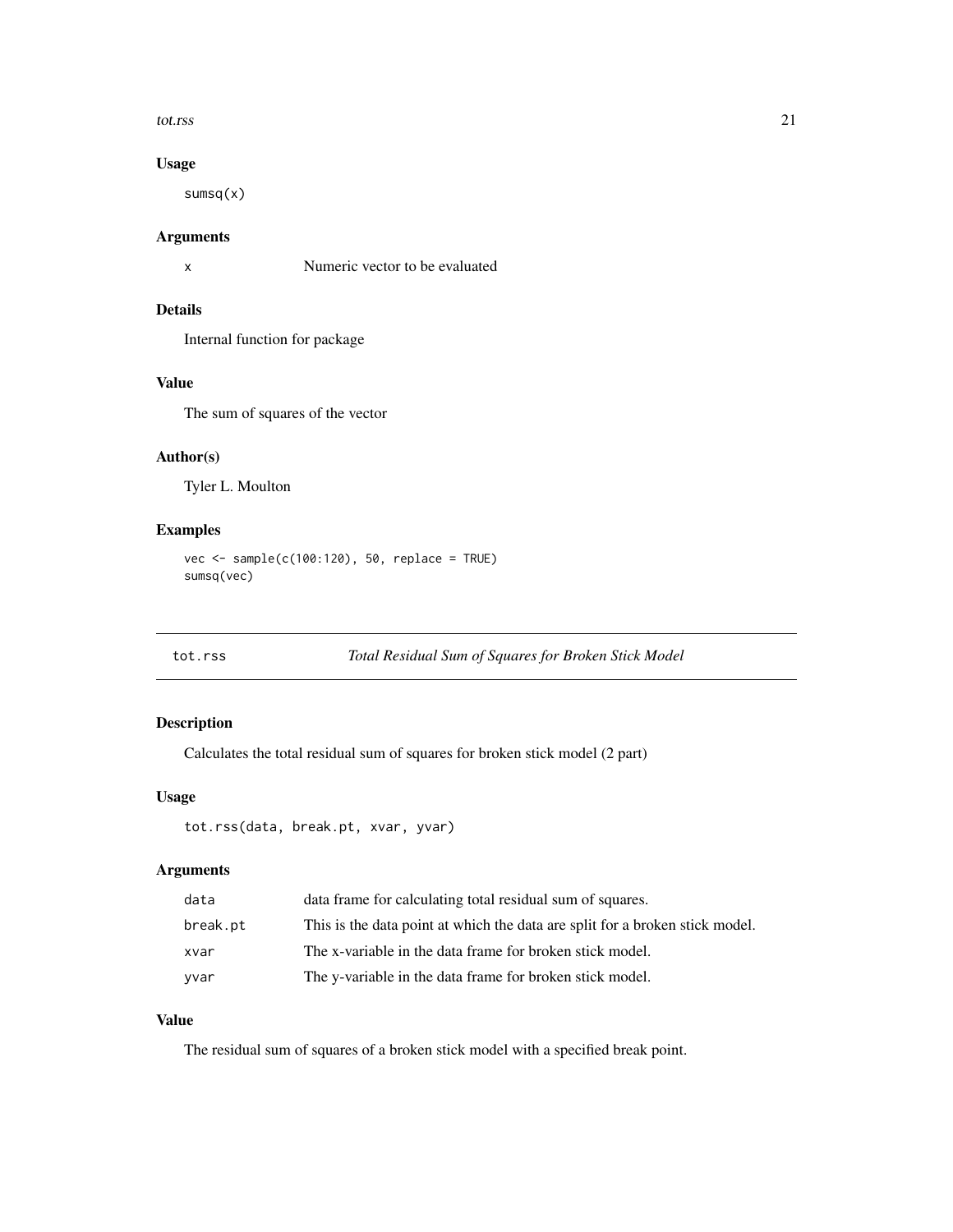### Usage

```
sumsq(x)
```

### Arguments

| | |
|---|---|
| x | Numeric vector to be evaluated |

### Details

Internal function for package

### Value

The sum of squares of the vector

### Author(s)

Tyler L. Moulton

### Examples

```
vec <- sample(c(100:120), 50, replace = TRUE)
sumsq(vec)
```

---

## tot.rss — *Total Residual Sum of Squares for Broken Stick Model*

---

### Description

Calculates the total residual sum of squares for broken stick model (2 part)

### Usage

```
tot.rss(data, break.pt, xvar, yvar)
```

### Arguments

| | |
|---|---|
| data | data frame for calculating total residual sum of squares. |
| break.pt | This is the data point at which the data are split for a broken stick model. |
| xvar | The x-variable in the data frame for broken stick model. |
| yvar | The y-variable in the data frame for broken stick model. |

### Value

The residual sum of squares of a broken stick model with a specified break point.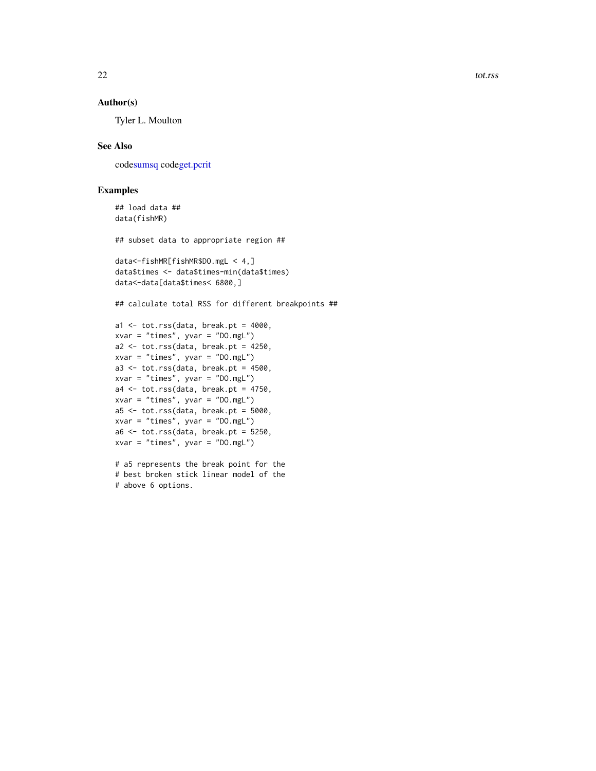### Author(s)

Tyler L. Moulton

### See Also

codesumsq codeget.pcrit

### Examples

```
## load data ##
data(fishMR)

## subset data to appropriate region ##

data<-fishMR[fishMR$DO.mgL < 4,]
data$times <- data$times-min(data$times)
data<-data[data$times< 6800,]

## calculate total RSS for different breakpoints ##

a1 <- tot.rss(data, break.pt = 4000,
xvar = "times", yvar = "DO.mgL")
a2 <- tot.rss(data, break.pt = 4250,
xvar = "times", yvar = "DO.mgL")
a3 <- tot.rss(data, break.pt = 4500,
xvar = "times", yvar = "DO.mgL")
a4 <- tot.rss(data, break.pt = 4750,
xvar = "times", yvar = "DO.mgL")
a5 <- tot.rss(data, break.pt = 5000,
xvar = "times", yvar = "DO.mgL")
a6 <- tot.rss(data, break.pt = 5250,
xvar = "times", yvar = "DO.mgL")

# a5 represents the break point for the
# best broken stick linear model of the
# above 6 options.
```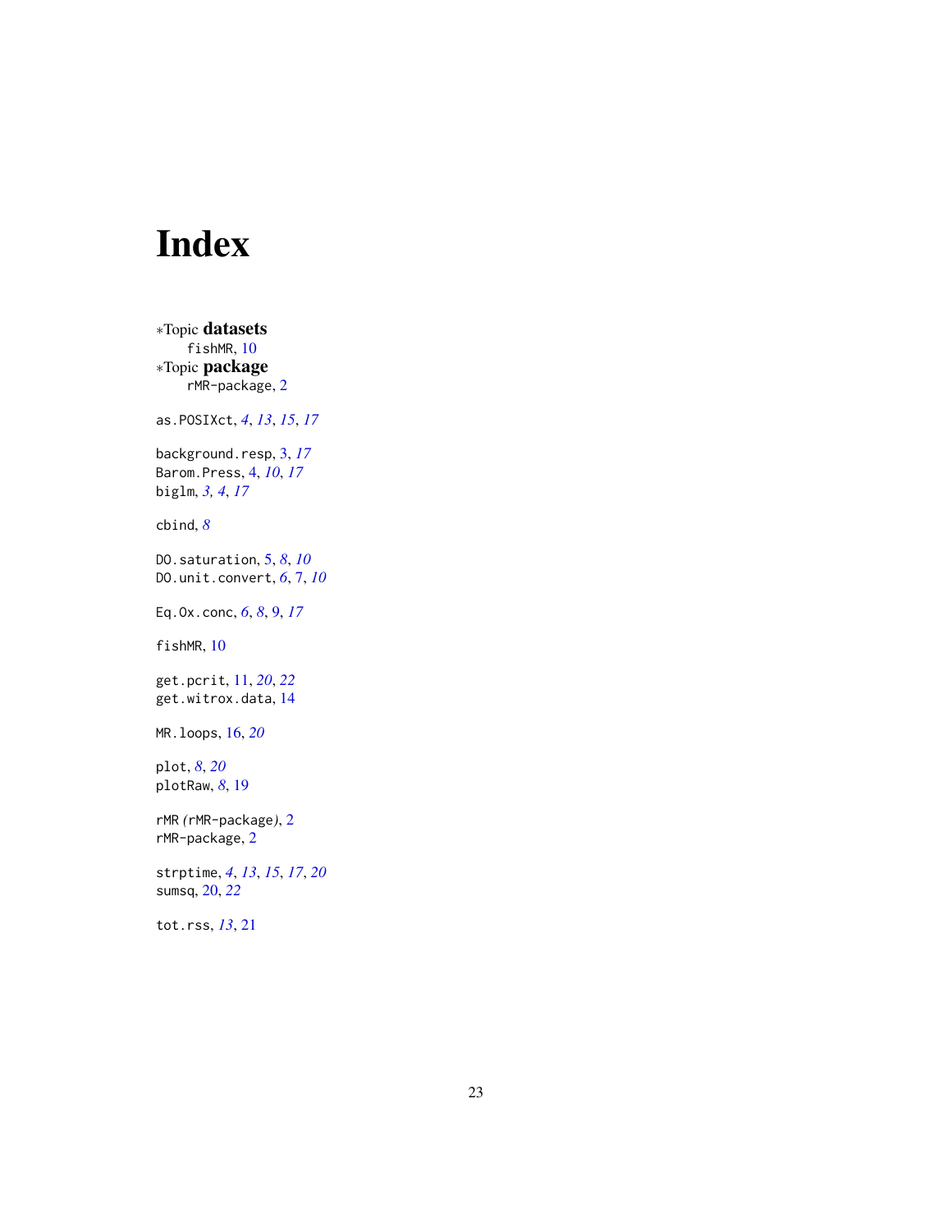# Index

∗Topic **datasets**
  fishMR, 10
∗Topic **package**
  rMR-package, 2

as.POSIXct, *4*, *13*, *15*, *17*

background.resp, 3, *17*
Barom.Press, 4, *10*, *17*
biglm, *3, 4*, *17*

cbind, *8*

DO.saturation, 5, *8*, *10*
DO.unit.convert, *6*, 7, *10*

Eq.Ox.conc, *6*, *8*, 9, *17*

fishMR, 10

get.pcrit, 11, *20*, *22*
get.witrox.data, 14

MR.loops, 16, *20*

plot, *8*, *20*
plotRaw, *8*, 19

rMR *(*rMR-package*)*, 2
rMR-package, 2

strptime, *4*, *13*, *15*, *17*, *20*
sumsq, 20, *22*

tot.rss, *13*, 21